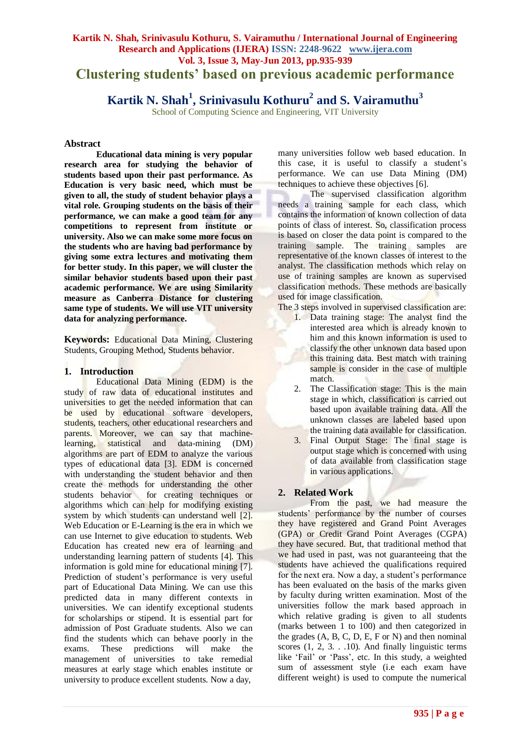# Clustering students' based on previous academic performance

**Kartik N. Shah[1], Srinivasulu Kothuru[2] and S. Vairamuthu[3]**

School of Computing Science and Engineering, VIT University

## Abstract

**Educational data mining is very popular research area for studying the behavior of students based upon their past performance. As Education is very basic need, which must be given to all, the study of student behavior plays a vital role. Grouping students on the basis of their performance, we can make a good team for any competitions to represent from institute or university. Also we can make some more focus on the students who are having bad performance by giving some extra lectures and motivating them for better study. In this paper, we will cluster the similar behavior students based upon their past academic performance. We are using Similarity measure as Canberra Distance for clustering same type of students. We will use VIT university data for analyzing performance.**

**Keywords:** Educational Data Mining, Clustering Students, Grouping Method, Students behavior.

## 1. Introduction

Educational Data Mining (EDM) is the study of raw data of educational institutes and universities to get the needed information that can be used by educational software developers, students, teachers, other educational researchers and parents. Moreover, we can say that machine-learning, statistical and data-mining (DM) algorithms are part of EDM to analyze the various types of educational data [3]. EDM is concerned with understanding the student behavior and then create the methods for understanding the other students behavior for creating techniques or algorithms which can help for modifying existing system by which students can understand well [2]. Web Education or E-Learning is the era in which we can use Internet to give education to students. Web Education has created new era of learning and understanding learning pattern of students [4]. This information is gold mine for educational mining [7]. Prediction of student's performance is very useful part of Educational Data Mining. We can use this predicted data in many different contexts in universities. We can identify exceptional students for scholarships or stipend. It is essential part for admission of Post Graduate students. Also we can find the students which can behave poorly in the exams. These predictions will make the management of universities to take remedial measures at early stage which enables institute or university to produce excellent students. Now a day, many universities follow web based education. In this case, it is useful to classify a student's performance. We can use Data Mining (DM) techniques to achieve these objectives [6].

The supervised classification algorithm needs a training sample for each class, which contains the information of known collection of data points of class of interest. So, classification process is based on closer the data point is compared to the training sample. The training samples are representative of the known classes of interest to the analyst. The classification methods which relay on use of training samples are known as supervised classification methods. These methods are basically used for image classification.

The 3 steps involved in supervised classification are:

1. Data training stage: The analyst find the interested area which is already known to him and this known information is used to classify the other unknown data based upon this training data. Best match with training sample is consider in the case of multiple match.
2. The Classification stage: This is the main stage in which, classification is carried out based upon available training data. All the unknown classes are labeled based upon the training data available for classification.
3. Final Output Stage: The final stage is output stage which is concerned with using of data available from classification stage in various applications.

## 2. Related Work

From the past, we had measure the students' performance by the number of courses they have registered and Grand Point Averages (GPA) or Credit Grand Point Averages (CGPA) they have secured. But, that traditional method that we had used in past, was not guaranteeing that the students have achieved the qualifications required for the next era. Now a day, a student's performance has been evaluated on the basis of the marks given by faculty during written examination. Most of the universities follow the mark based approach in which relative grading is given to all students (marks between 1 to 100) and then categorized in the grades (A, B, C, D, E, F or N) and then nominal scores (1, 2, 3. . .10). And finally linguistic terms like 'Fail' or 'Pass', etc. In this study, a weighted sum of assessment style (i.e each exam have different weight) is used to compute the numerical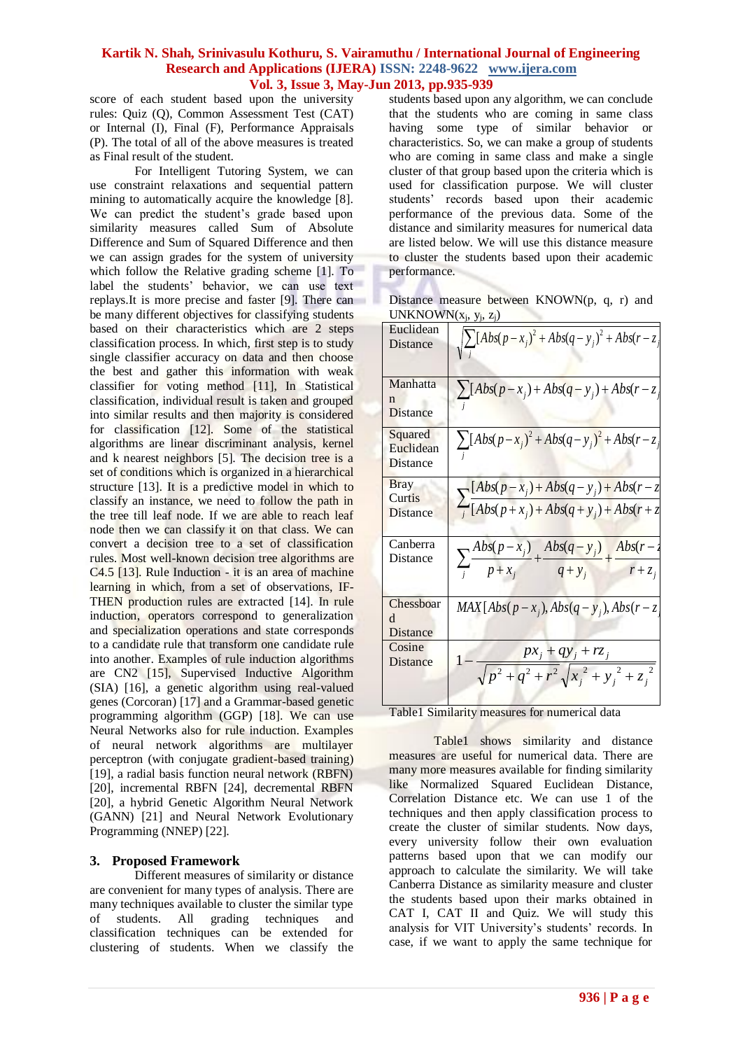score of each student based upon the university rules: Quiz (Q), Common Assessment Test (CAT) or Internal (I), Final (F), Performance Appraisals (P). The total of all of the above measures is treated as Final result of the student.

For Intelligent Tutoring System, we can use constraint relaxations and sequential pattern mining to automatically acquire the knowledge [8]. We can predict the student's grade based upon similarity measures called Sum of Absolute Difference and Sum of Squared Difference and then we can assign grades for the system of university which follow the Relative grading scheme [1]. To label the students' behavior, we can use text replays.It is more precise and faster [9]. There can be many different objectives for classifying students based on their characteristics which are 2 steps classification process. In which, first step is to study single classifier accuracy on data and then choose the best and gather this information with weak classifier for voting method [11], In Statistical classification, individual result is taken and grouped into similar results and then majority is considered for classification [12]. Some of the statistical algorithms are linear discriminant analysis, kernel and k nearest neighbors [5]. The decision tree is a set of conditions which is organized in a hierarchical structure [13]. It is a predictive model in which to classify an instance, we need to follow the path in the tree till leaf node. If we are able to reach leaf node then we can classify it on that class. We can convert a decision tree to a set of classification rules. Most well-known decision tree algorithms are C4.5 [13]. Rule Induction - it is an area of machine learning in which, from a set of observations, IF-THEN production rules are extracted [14]. In rule induction, operators correspond to generalization and specialization operations and state corresponds to a candidate rule that transform one candidate rule into another. Examples of rule induction algorithms are CN2 [15], Supervised Inductive Algorithm (SIA) [16], a genetic algorithm using real-valued genes (Corcoran) [17] and a Grammar-based genetic programming algorithm (GGP) [18]. We can use Neural Networks also for rule induction. Examples of neural network algorithms are multilayer perceptron (with conjugate gradient-based training) [19], a radial basis function neural network (RBFN) [20], incremental RBFN [24], decremental RBFN [20], a hybrid Genetic Algorithm Neural Network (GANN) [21] and Neural Network Evolutionary Programming (NNEP) [22].

## 3. Proposed Framework

Different measures of similarity or distance are convenient for many types of analysis. There are many techniques available to cluster the similar type of students. All grading techniques and classification techniques can be extended for clustering of students. When we classify the students based upon any algorithm, we can conclude that the students who are coming in same class having some type of similar behavior or characteristics. So, we can make a group of students who are coming in same class and make a single cluster of that group based upon the criteria which is used for classification purpose. We will cluster students' records based upon their academic performance of the previous data. Some of the distance and similarity measures for numerical data are listed below. We will use this distance measure to cluster the students based upon their academic performance.

Distance measure between KNOWN(p, q, r) and UNKNOWN($x_j$, $y_j$, $z_j$)

| | |
|---|---|
| Euclidean Distance | $\sqrt{\sum_j [Abs(p-x_j)^2 + Abs(q-y_j)^2 + Abs(r-z_j)^2]}$ |
| Manhattan Distance | $\sum_j [Abs(p-x_j) + Abs(q-y_j) + Abs(r-z_j)]$ |
| Squared Euclidean Distance | $\sum_j [Abs(p-x_j)^2 + Abs(q-y_j)^2 + Abs(r-z_j)^2]$ |
| Bray Curtis Distance | $\sum_j \frac{[Abs(p-x_j) + Abs(q-y_j) + Abs(r-z_j)]}{[Abs(p+x_j) + Abs(q+y_j) + Abs(r+z_j)]}$ |
| Canberra Distance | $\sum_j \frac{Abs(p-x_j)}{p+x_j} + \frac{Abs(q-y_j)}{q+y_j} + \frac{Abs(r-z_j)}{r+z_j}$ |
| Chessboard Distance | $MAX[Abs(p-x_j), Abs(q-y_j), Abs(r-z_j)]$ |
| Cosine Distance | $1 - \frac{px_j + qy_j + rz_j}{\sqrt{p^2+q^2+r^2}\sqrt{x_j^2+y_j^2+z_j^2}}$ |

Table1 Similarity measures for numerical data

Table1 shows similarity and distance measures are useful for numerical data. There are many more measures available for finding similarity like Normalized Squared Euclidean Distance, Correlation Distance etc. We can use 1 of the techniques and then apply classification process to create the cluster of similar students. Now days, every university follow their own evaluation patterns based upon that we can modify our approach to calculate the similarity. We will take Canberra Distance as similarity measure and cluster the students based upon their marks obtained in CAT I, CAT II and Quiz. We will study this analysis for VIT University's students' records. In case, if we want to apply the same technique for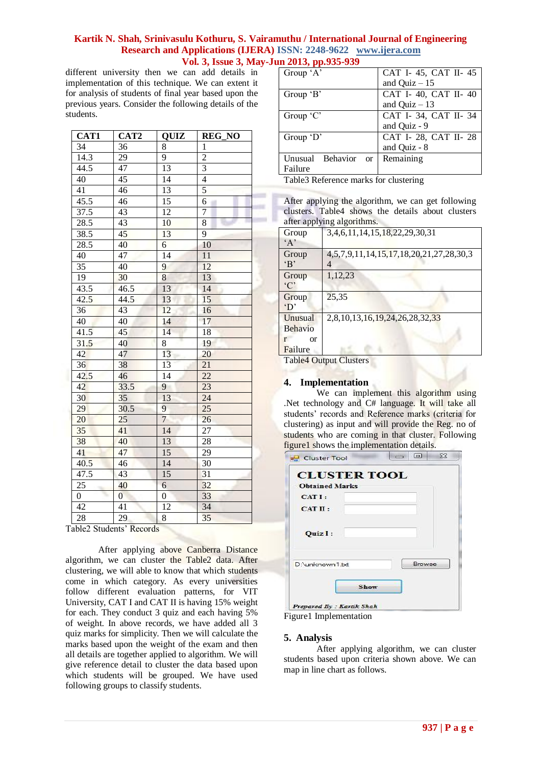different university then we can add details in implementation of this technique. We can extent it for analysis of students of final year based upon the previous years. Consider the following details of the students.

| CAT1 | CAT2 | QUIZ | REG_NO |
|---|---|---|---|
| 34 | 36 | 8 | 1 |
| 14.3 | 29 | 9 | 2 |
| 44.5 | 47 | 13 | 3 |
| 40 | 45 | 14 | 4 |
| 41 | 46 | 13 | 5 |
| 45.5 | 46 | 15 | 6 |
| 37.5 | 43 | 12 | 7 |
| 28.5 | 43 | 10 | 8 |
| 38.5 | 45 | 13 | 9 |
| 28.5 | 40 | 6 | 10 |
| 40 | 47 | 14 | 11 |
| 35 | 40 | 9 | 12 |
| 19 | 30 | 8 | 13 |
| 43.5 | 46.5 | 13 | 14 |
| 42.5 | 44.5 | 13 | 15 |
| 36 | 43 | 12 | 16 |
| 40 | 40 | 14 | 17 |
| 41.5 | 45 | 14 | 18 |
| 31.5 | 40 | 8 | 19 |
| 42 | 47 | 13 | 20 |
| 36 | 38 | 13 | 21 |
| 42.5 | 46 | 14 | 22 |
| 42 | 33.5 | 9 | 23 |
| 30 | 35 | 13 | 24 |
| 29 | 30.5 | 9 | 25 |
| 20 | 25 | 7 | 26 |
| 35 | 41 | 14 | 27 |
| 38 | 40 | 13 | 28 |
| 41 | 47 | 15 | 29 |
| 40.5 | 46 | 14 | 30 |
| 47.5 | 43 | 15 | 31 |
| 25 | 40 | 6 | 32 |
| 0 | 0 | 0 | 33 |
| 42 | 41 | 12 | 34 |
| 28 | 29 | 8 | 35 |

Table2 Students' Records

After applying above Canberra Distance algorithm, we can cluster the Table2 data. After clustering, we will able to know that which students come in which category. As every universities follow different evaluation patterns, for VIT University, CAT I and CAT II is having 15% weight for each. They conduct 3 quiz and each having 5% of weight. In above records, we have added all 3 quiz marks for simplicity. Then we will calculate the marks based upon the weight of the exam and then all details are together applied to algorithm. We will give reference detail to cluster the data based upon which students will be grouped. We have used following groups to classify students.

| Group | Reference marks |
|---|---|
| Group 'A' | CAT I- 45, CAT II- 45 and Quiz – 15 |
| Group 'B' | CAT I- 40, CAT II- 40 and Quiz – 13 |
| Group 'C' | CAT I- 34, CAT II- 34 and Quiz - 9 |
| Group 'D' | CAT I- 28, CAT II- 28 and Quiz - 8 |
| Unusual Behavior or Failure | Remaining |

Table3 Reference marks for clustering

After applying the algorithm, we can get following clusters. Table4 shows the details about clusters after applying algorithms.

| Group | Reg. No. |
|---|---|
| Group 'A' | 3,4,6,11,14,15,18,22,29,30,31 |
| Group 'B' | 4,5,7,9,11,14,15,17,18,20,21,27,28,30,34 |
| Group 'C' | 1,12,23 |
| Group 'D' | 25,35 |
| Unusual Behavior or Failure | 2,8,10,13,16,19,24,26,28,32,33 |

Table4 Output Clusters

## 4. Implementation

We can implement this algorithm using .Net technology and C# language. It will take all students' records and Reference marks (criteria for clustering) as input and will provide the Reg. no of students who are coming in that cluster. Following figure1 shows the implementation details.

Figure1 Implementation

## 5. Analysis

After applying algorithm, we can cluster students based upon criteria shown above. We can map in line chart as follows.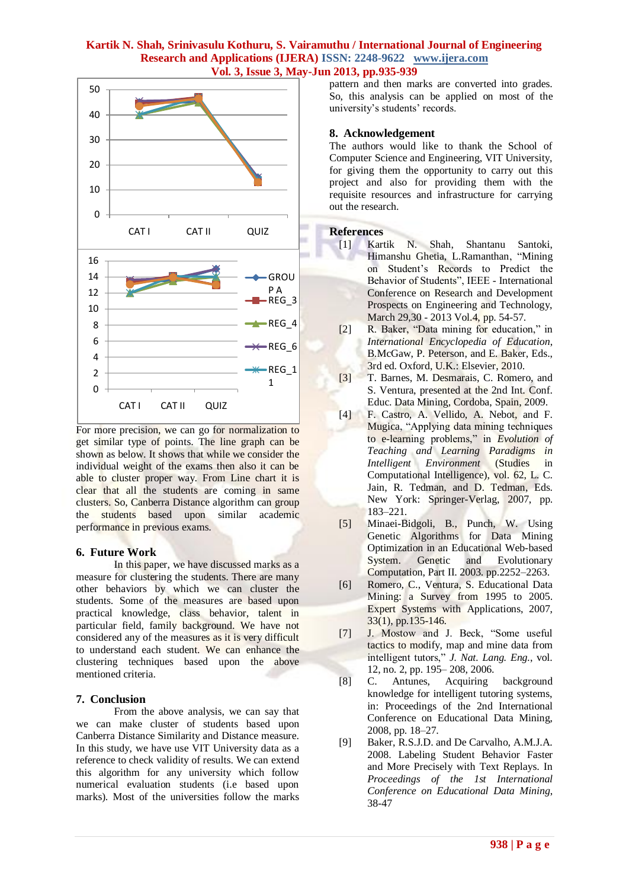pattern and then marks are converted into grades. So, this analysis can be applied on most of the university's students' records.

For more precision, we can go for normalization to get similar type of points. The line graph can be shown as below. It shows that while we consider the individual weight of the exams then also it can be able to cluster proper way. From Line chart it is clear that all the students are coming in same clusters. So, Canberra Distance algorithm can group the students based upon similar academic performance in previous exams.

## 6. Future Work

In this paper, we have discussed marks as a measure for clustering the students. There are many other behaviors by which we can cluster the students. Some of the measures are based upon practical knowledge, class behavior, talent in particular field, family background. We have not considered any of the measures as it is very difficult to understand each student. We can enhance the clustering techniques based upon the above mentioned criteria.

## 7. Conclusion

From the above analysis, we can say that we can make cluster of students based upon Canberra Distance Similarity and Distance measure. In this study, we have use VIT University data as a reference to check validity of results. We can extend this algorithm for any university which follow numerical evaluation students (i.e based upon marks). Most of the universities follow the marks pattern and then marks are converted into grades. So, this analysis can be applied on most of the university's students' records.

## 8. Acknowledgement

The authors would like to thank the School of Computer Science and Engineering, VIT University, for giving them the opportunity to carry out this project and also for providing them with the requisite resources and infrastructure for carrying out the research.

## References

[1] Kartik N. Shah, Shantanu Santoki, Himanshu Ghetia, L.Ramanthan, "Mining on Student's Records to Predict the Behavior of Students", IEEE - International Conference on Research and Development Prospects on Engineering and Technology, March 29,30 - 2013 Vol.4, pp. 54-57.

[2] R. Baker, "Data mining for education," in *International Encyclopedia of Education*, B.McGaw, P. Peterson, and E. Baker, Eds., 3rd ed. Oxford, U.K.: Elsevier, 2010.

[3] T. Barnes, M. Desmarais, C. Romero, and S. Ventura, presented at the 2nd Int. Conf. Educ. Data Mining, Cordoba, Spain, 2009.

[4] F. Castro, A. Vellido, A. Nebot, and F. Mugica, "Applying data mining techniques to e-learning problems," in *Evolution of Teaching and Learning Paradigms in Intelligent Environment* (Studies in Computational Intelligence), vol. 62, L. C. Jain, R. Tedman, and D. Tedman, Eds. New York: Springer-Verlag, 2007, pp. 183–221.

[5] Minaei-Bidgoli, B., Punch, W. Using Genetic Algorithms for Data Mining Optimization in an Educational Web-based System. Genetic and Evolutionary Computation, Part II. 2003. pp.2252–2263.

[6] Romero, C., Ventura, S. Educational Data Mining: a Survey from 1995 to 2005. Expert Systems with Applications, 2007, 33(1), pp.135-146.

[7] J. Mostow and J. Beck, "Some useful tactics to modify, map and mine data from intelligent tutors," *J. Nat. Lang. Eng.*, vol. 12, no. 2, pp. 195– 208, 2006.

[8] C. Antunes, Acquiring background knowledge for intelligent tutoring systems, in: Proceedings of the 2nd International Conference on Educational Data Mining, 2008, pp. 18–27.

[9] Baker, R.S.J.D. and De Carvalho, A.M.J.A. 2008. Labeling Student Behavior Faster and More Precisely with Text Replays. In *Proceedings of the 1st International Conference on Educational Data Mining*, 38-47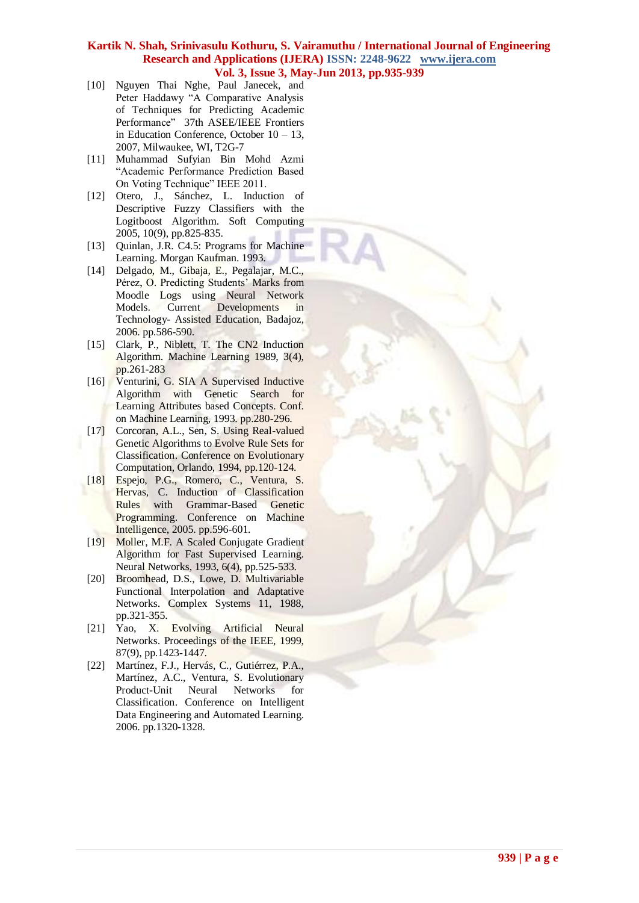[10] Nguyen Thai Nghe, Paul Janecek, and Peter Haddawy “A Comparative Analysis of Techniques for Predicting Academic Performance” 37th ASEE/IEEE Frontiers in Education Conference, October 10 – 13, 2007, Milwaukee, WI, T2G-7

[11] Muhammad Sufyian Bin Mohd Azmi “Academic Performance Prediction Based On Voting Technique” IEEE 2011.

[12] Otero, J., Sánchez, L. Induction of Descriptive Fuzzy Classifiers with the Logitboost Algorithm. Soft Computing 2005, 10(9), pp.825-835.

[13] Quinlan, J.R. C4.5: Programs for Machine Learning. Morgan Kaufman. 1993.

[14] Delgado, M., Gibaja, E., Pegalajar, M.C., Pérez, O. Predicting Students' Marks from Moodle Logs using Neural Network Models. Current Developments in Technology- Assisted Education, Badajoz, 2006. pp.586-590.

[15] Clark, P., Niblett, T. The CN2 Induction Algorithm. Machine Learning 1989, 3(4), pp.261-283

[16] Venturini, G. SIA A Supervised Inductive Algorithm with Genetic Search for Learning Attributes based Concepts. Conf. on Machine Learning, 1993. pp.280-296.

[17] Corcoran, A.L., Sen, S. Using Real-valued Genetic Algorithms to Evolve Rule Sets for Classification. Conference on Evolutionary Computation, Orlando, 1994, pp.120-124.

[18] Espejo, P.G., Romero, C., Ventura, S. Hervas, C. Induction of Classification Rules with Grammar-Based Genetic Programming. Conference on Machine Intelligence, 2005. pp.596-601.

[19] Moller, M.F. A Scaled Conjugate Gradient Algorithm for Fast Supervised Learning. Neural Networks, 1993, 6(4), pp.525-533.

[20] Broomhead, D.S., Lowe, D. Multivariable Functional Interpolation and Adaptative Networks. Complex Systems 11, 1988, pp.321-355.

[21] Yao, X. Evolving Artificial Neural Networks. Proceedings of the IEEE, 1999, 87(9), pp.1423-1447.

[22] Martínez, F.J., Hervás, C., Gutiérrez, P.A., Martínez, A.C., Ventura, S. Evolutionary Product-Unit Neural Networks for Classification. Conference on Intelligent Data Engineering and Automated Learning. 2006. pp.1320-1328.